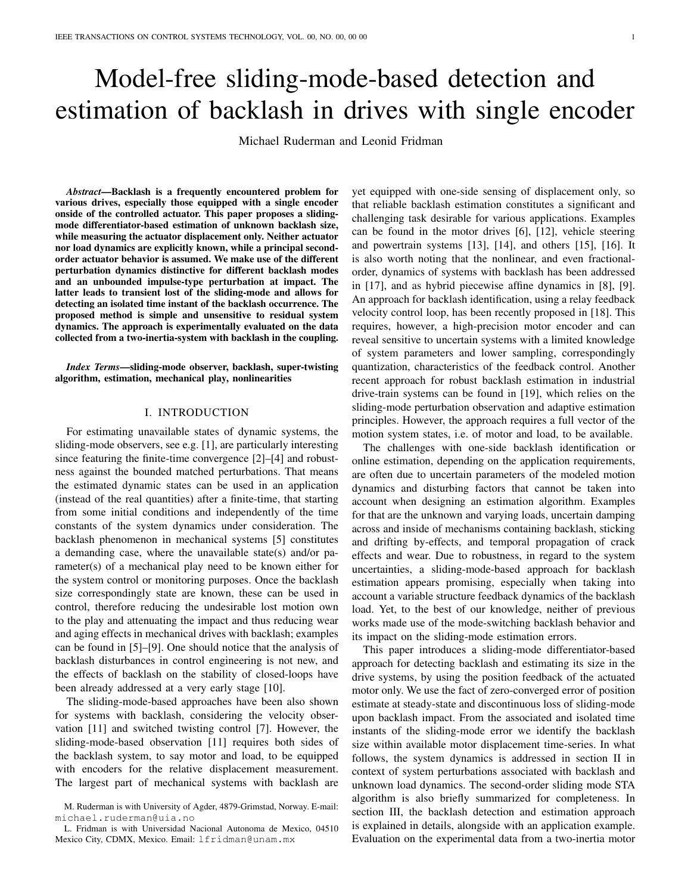# Model-free sliding-mode-based detection and estimation of backlash in drives with single encoder

Michael Ruderman and Leonid Fridman

***Abstract*—Backlash is a frequently encountered problem for various drives, especially those equipped with a single encoder onside of the controlled actuator. This paper proposes a sliding-mode differentiator-based estimation of unknown backlash size, while measuring the actuator displacement only. Neither actuator nor load dynamics are explicitly known, while a principal second-order actuator behavior is assumed. We make use of the different perturbation dynamics distinctive for different backlash modes and an unbounded impulse-type perturbation at impact. The latter leads to transient lost of the sliding-mode and allows for detecting an isolated time instant of the backlash occurrence. The proposed method is simple and unsensitive to residual system dynamics. The approach is experimentally evaluated on the data collected from a two-inertia-system with backlash in the coupling.**

***Index Terms*—sliding-mode observer, backlash, super-twisting algorithm, estimation, mechanical play, nonlinearities**

## I. INTRODUCTION

For estimating unavailable states of dynamic systems, the sliding-mode observers, see e.g. [1], are particularly interesting since featuring the finite-time convergence [2]–[4] and robustness against the bounded matched perturbations. That means the estimated dynamic states can be used in an application (instead of the real quantities) after a finite-time, that starting from some initial conditions and independently of the time constants of the system dynamics under consideration. The backlash phenomenon in mechanical systems [5] constitutes a demanding case, where the unavailable state(s) and/or parameter(s) of a mechanical play need to be known either for the system control or monitoring purposes. Once the backlash size correspondingly state are known, these can be used in control, therefore reducing the undesirable lost motion own to the play and attenuating the impact and thus reducing wear and aging effects in mechanical drives with backlash; examples can be found in [5]–[9]. One should notice that the analysis of backlash disturbances in control engineering is not new, and the effects of backlash on the stability of closed-loops have been already addressed at a very early stage [10].

The sliding-mode-based approaches have been also shown for systems with backlash, considering the velocity observation [11] and switched twisting control [7]. However, the sliding-mode-based observation [11] requires both sides of the backlash system, to say motor and load, to be equipped with encoders for the relative displacement measurement. The largest part of mechanical systems with backlash are yet equipped with one-side sensing of displacement only, so that reliable backlash estimation constitutes a significant and challenging task desirable for various applications. Examples can be found in the motor drives [6], [12], vehicle steering and powertrain systems [13], [14], and others [15], [16]. It is also worth noting that the nonlinear, and even fractional-order, dynamics of systems with backlash has been addressed in [17], and as hybrid piecewise affine dynamics in [8], [9]. An approach for backlash identification, using a relay feedback velocity control loop, has been recently proposed in [18]. This requires, however, a high-precision motor encoder and can reveal sensitive to uncertain systems with a limited knowledge of system parameters and lower sampling, correspondingly quantization, characteristics of the feedback control. Another recent approach for robust backlash estimation in industrial drive-train systems can be found in [19], which relies on the sliding-mode perturbation observation and adaptive estimation principles. However, the approach requires a full vector of the motion system states, i.e. of motor and load, to be available.

The challenges with one-side backlash identification or online estimation, depending on the application requirements, are often due to uncertain parameters of the modeled motion dynamics and disturbing factors that cannot be taken into account when designing an estimation algorithm. Examples for that are the unknown and varying loads, uncertain damping across and inside of mechanisms containing backlash, sticking and drifting by-effects, and temporal propagation of crack effects and wear. Due to robustness, in regard to the system uncertainties, a sliding-mode-based approach for backlash estimation appears promising, especially when taking into account a variable structure feedback dynamics of the backlash load. Yet, to the best of our knowledge, neither of previous works made use of the mode-switching backlash behavior and its impact on the sliding-mode estimation errors.

This paper introduces a sliding-mode differentiator-based approach for detecting backlash and estimating its size in the drive systems, by using the position feedback of the actuated motor only. We use the fact of zero-converged error of position estimate at steady-state and discontinuous loss of sliding-mode upon backlash impact. From the associated and isolated time instants of the sliding-mode error we identify the backlash size within available motor displacement time-series. In what follows, the system dynamics is addressed in section II in context of system perturbations associated with backlash and unknown load dynamics. The second-order sliding mode STA algorithm is also briefly summarized for completeness. In section III, the backlash detection and estimation approach is explained in details, alongside with an application example. Evaluation on the experimental data from a two-inertia motor

M. Ruderman is with University of Agder, 4879-Grimstad, Norway. E-mail: michael.ruderman@uia.no

L. Fridman is with Universidad Nacional Autonoma de Mexico, 04510 Mexico City, CDMX, Mexico. Email: lfridman@unam.mx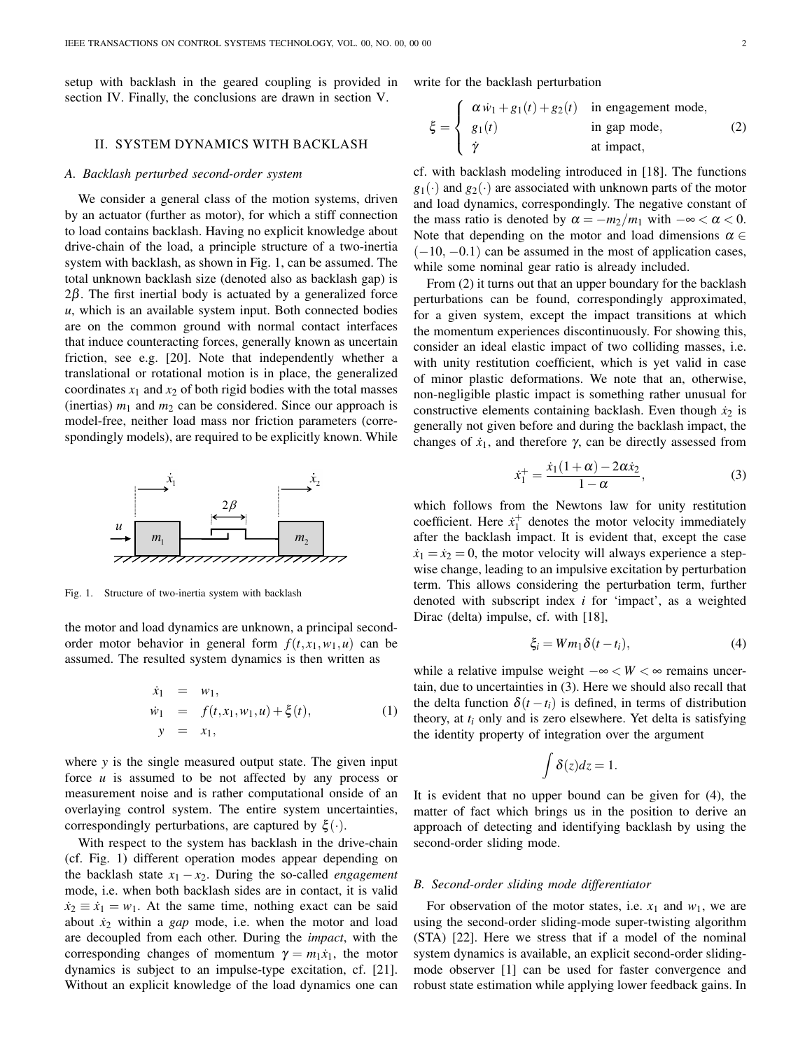setup with backlash in the geared coupling is provided in section IV. Finally, the conclusions are drawn in section V.

## II. System Dynamics with Backlash

### A. Backlash perturbed second-order system

We consider a general class of the motion systems, driven by an actuator (further as motor), for which a stiff connection to load contains backlash. Having no explicit knowledge about drive-chain of the load, a principle structure of a two-inertia system with backlash, as shown in Fig. 1, can be assumed. The total unknown backlash size (denoted also as backlash gap) is $2\beta$. The first inertial body is actuated by a generalized force $u$, which is an available system input. Both connected bodies are on the common ground with normal contact interfaces that induce counteracting forces, generally known as uncertain friction, see e.g. [20]. Note that independently whether a translational or rotational motion is in place, the generalized coordinates $x_1$ and $x_2$ of both rigid bodies with the total masses (inertias) $m_1$ and $m_2$ can be considered. Since our approach is model-free, neither load mass nor friction parameters (correspondingly models), are required to be explicitly known. While the motor and load dynamics are unknown, a principal second-order motor behavior in general form $f(t, x_1, w_1, u)$ can be assumed. The resulted system dynamics is then written as

Fig. 1. Structure of two-inertia system with backlash

$$
\begin{aligned}
\dot{x}_1 &= w_1, \\
\dot{w}_1 &= f(t, x_1, w_1, u) + \xi(t), \\
y &= x_1,
\end{aligned}
\tag{1}
$$

where $y$ is the single measured output state. The given input force $u$ is assumed to be not affected by any process or measurement noise and is rather computational onside of an overlaying control system. The entire system uncertainties, correspondingly perturbations, are captured by $\xi(\cdot)$.

With respect to the system has backlash in the drive-chain (cf. Fig. 1) different operation modes appear depending on the backlash state $x_1 - x_2$. During the so-called *engagement* mode, i.e. when both backlash sides are in contact, it is valid $\dot{x}_2 \equiv \dot{x}_1 = w_1$. At the same time, nothing exact can be said about $\dot{x}_2$ within a *gap* mode, i.e. when the motor and load are decoupled from each other. During the *impact*, with the corresponding changes of momentum $\gamma = m_1 \dot{x}_1$, the motor dynamics is subject to an impulse-type excitation, cf. [21]. Without an explicit knowledge of the load dynamics one can write for the backlash perturbation

$$
\xi = \begin{cases} \alpha \dot{w}_1 + g_1(t) + g_2(t) & \text{in engagement mode,} \\ g_1(t) & \text{in gap mode,} \\ \dot{\gamma} & \text{at impact,} \end{cases}
\tag{2}
$$

cf. with backlash modeling introduced in [18]. The functions $g_1(\cdot)$ and $g_2(\cdot)$ are associated with unknown parts of the motor and load dynamics, correspondingly. The negative constant of the mass ratio is denoted by $\alpha = -m_2/m_1$ with $-\infty < \alpha < 0$. Note that depending on the motor and load dimensions $\alpha \in (-10, -0.1)$ can be assumed in the most of application cases, while some nominal gear ratio is already included.

From (2) it turns out that an upper boundary for the backlash perturbations can be found, correspondingly approximated, for a given system, except the impact transitions at which the momentum experiences discontinuously. For showing this, consider an ideal elastic impact of two colliding masses, i.e. with unity restitution coefficient, which is yet valid in case of minor plastic deformations. We note that an, otherwise, non-negligible plastic impact is something rather unusual for constructive elements containing backlash. Even though $\dot{x}_2$ is generally not given before and during the backlash impact, the changes of $\dot{x}_1$, and therefore $\gamma$, can be directly assessed from

$$
\dot{x}_1^+ = \frac{\dot{x}_1(1+\alpha) - 2\alpha \dot{x}_2}{1-\alpha},
\tag{3}
$$

which follows from the Newtons law for unity restitution coefficient. Here $\dot{x}_1^+$ denotes the motor velocity immediately after the backlash impact. It is evident that, except the case $\dot{x}_1 = \dot{x}_2 = 0$, the motor velocity will always experience a step-wise change, leading to an impulsive excitation by perturbation term. This allows considering the perturbation term, further denoted with subscript index $i$ for 'impact', as a weighted Dirac (delta) impulse, cf. with [18],

$$
\xi_i = W m_1 \delta(t - t_i),
\tag{4}
$$

while a relative impulse weight $-\infty < W < \infty$ remains uncertain, due to uncertainties in (3). Here we should also recall that the delta function $\delta(t - t_i)$ is defined, in terms of distribution theory, at $t_i$ only and is zero elsewhere. Yet delta is satisfying the identity property of integration over the argument

$$
\int \delta(z) dz = 1.
$$

It is evident that no upper bound can be given for (4), the matter of fact which brings us in the position to derive an approach of detecting and identifying backlash by using the second-order sliding mode.

### B. Second-order sliding mode differentiator

For observation of the motor states, i.e. $x_1$ and $w_1$, we are using the second-order sliding-mode super-twisting algorithm (STA) [22]. Here we stress that if a model of the nominal system dynamics is available, an explicit second-order sliding-mode observer [1] can be used for faster convergence and robust state estimation while applying lower feedback gains. In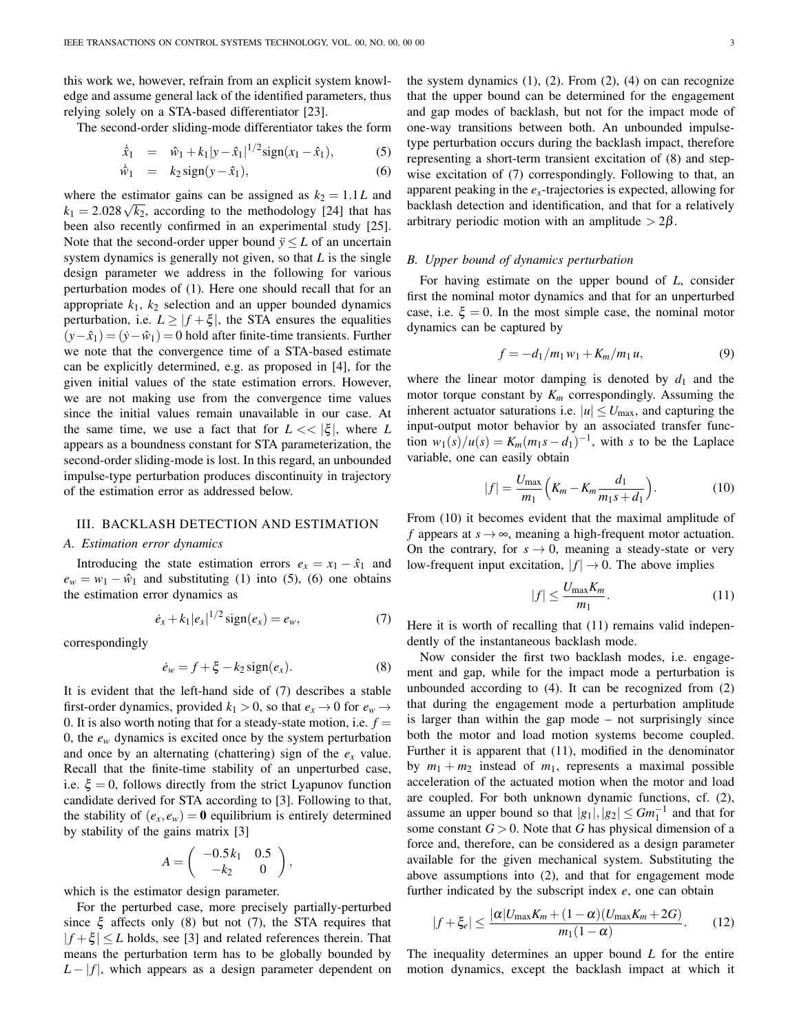this work we, however, refrain from an explicit system knowledge and assume general lack of the identified parameters, thus relying solely on a STA-based differentiator [23].

The second-order sliding-mode differentiator takes the form

$$\dot{\hat{x}}_1 = \hat{w}_1 + k_1 |y - \hat{x}_1|^{1/2} \mathrm{sign}(x_1 - \hat{x}_1), \tag{5}$$

$$\dot{\hat{w}}_1 = k_2 \, \mathrm{sign}(y - \hat{x}_1), \tag{6}$$

where the estimator gains can be assigned as $k_2 = 1.1 L$ and $k_1 = 2.028 \sqrt{k_2}$, according to the methodology [24] that has been also recently confirmed in an experimental study [25]. Note that the second-order upper bound $\ddot{y} \leq L$ of an uncertain system dynamics is generally not given, so that $L$ is the single design parameter we address in the following for various perturbation modes of (1). Here one should recall that for an appropriate $k_1$, $k_2$ selection and an upper bounded dynamics perturbation, i.e. $L \geq |f + \xi|$, the STA ensures the equalities $(y - \hat{x}_1) = (\dot{y} - \hat{w}_1) = 0$ hold after finite-time transients. Further we note that the convergence time of a STA-based estimate can be explicitly determined, e.g. as proposed in [4], for the given initial values of the state estimation errors. However, we are not making use from the convergence time values since the initial values remain unavailable in our case. At the same time, we use a fact that for $L << |\xi|$, where $L$ appears as a boundness constant for STA parameterization, the second-order sliding-mode is lost. In this regard, an unbounded impulse-type perturbation produces discontinuity in trajectory of the estimation error as addressed below.

## III. Backlash Detection and Estimation

### A. Estimation error dynamics

Introducing the state estimation errors $e_x = x_1 - \hat{x}_1$ and $e_w = w_1 - \hat{w}_1$ and substituting (1) into (5), (6) one obtains the estimation error dynamics as

$$\dot{e}_x + k_1 |e_x|^{1/2} \mathrm{sign}(e_x) = e_w, \tag{7}$$

correspondingly

$$\dot{e}_w = f + \xi - k_2 \, \mathrm{sign}(e_x). \tag{8}$$

It is evident that the left-hand side of (7) describes a stable first-order dynamics, provided $k_1 > 0$, so that $e_x \to 0$ for $e_w \to 0$. It is also worth noting that for a steady-state motion, i.e. $f = 0$, the $e_w$ dynamics is excited once by the system perturbation and once by an alternating (chattering) sign of the $e_x$ value. Recall that the finite-time stability of an unperturbed case, i.e. $\xi = 0$, follows directly from the strict Lyapunov function candidate derived for STA according to [3]. Following to that, the stability of $(e_x, e_w) = \mathbf{0}$ equilibrium is entirely determined by stability of the gains matrix [3]

$$A = \begin{pmatrix} -0.5 k_1 & 0.5 \\ -k_2 & 0 \end{pmatrix},$$

which is the estimator design parameter.

For the perturbed case, more precisely partially-perturbed since $\xi$ affects only (8) but not (7), the STA requires that $|f + \xi| \leq L$ holds, see [3] and related references therein. That means the perturbation term has to be globally bounded by $L - |f|$, which appears as a design parameter dependent on the system dynamics (1), (2). From (2), (4) on can recognize that the upper bound can be determined for the engagement and gap modes of backlash, but not for the impact mode of one-way transitions between both. An unbounded impulse-type perturbation occurs during the backlash impact, therefore representing a short-term transient excitation of (8) and step-wise excitation of (7) correspondingly. Following to that, an apparent peaking in the $e_x$-trajectories is expected, allowing for backlash detection and identification, and that for a relatively arbitrary periodic motion with an amplitude $> 2\beta$.

### B. Upper bound of dynamics perturbation

For having estimate on the upper bound of $L$, consider first the nominal motor dynamics and that for an unperturbed case, i.e. $\xi = 0$. In the most simple case, the nominal motor dynamics can be captured by

$$f = -d_1/m_1 \, w_1 + K_m/m_1 \, u, \tag{9}$$

where the linear motor damping is denoted by $d_1$ and the motor torque constant by $K_m$ correspondingly. Assuming the inherent actuator saturations i.e. $|u| \leq U_{\max}$, and capturing the input-output motor behavior by an associated transfer function $w_1(s)/u(s) = K_m (m_1 s - d_1)^{-1}$, with $s$ to be the Laplace variable, one can easily obtain

$$|f| = \frac{U_{\max}}{m_1} \Big( K_m - K_m \frac{d_1}{m_1 s + d_1} \Big). \tag{10}$$

From (10) it becomes evident that the maximal amplitude of $f$ appears at $s \to \infty$, meaning a high-frequent motor actuation. On the contrary, for $s \to 0$, meaning a steady-state or very low-frequent input excitation, $|f| \to 0$. The above implies

$$|f| \leq \frac{U_{\max} K_m}{m_1}. \tag{11}$$

Here it is worth of recalling that (11) remains valid independently of the instantaneous backlash mode.

Now consider the first two backlash modes, i.e. engagement and gap, while for the impact mode a perturbation is unbounded according to (4). It can be recognized from (2) that during the engagement mode a perturbation amplitude is larger than within the gap mode – not surprisingly since both the motor and load motion systems become coupled. Further it is apparent that (11), modified in the denominator by $m_1 + m_2$ instead of $m_1$, represents a maximal possible acceleration of the actuated motion when the motor and load are coupled. For both unknown dynamic functions, cf. (2), assume an upper bound so that $|g_1|, |g_2| \leq G m_1^{-1}$ and that for some constant $G > 0$. Note that $G$ has physical dimension of a force and, therefore, can be considered as a design parameter available for the given mechanical system. Substituting the above assumptions into (2), and that for engagement mode further indicated by the subscript index $e$, one can obtain

$$|f + \xi_e| \leq \frac{|\alpha| U_{\max} K_m + (1 - \alpha)(U_{\max} K_m + 2G)}{m_1 (1 - \alpha)}. \tag{12}$$

The inequality determines an upper bound $L$ for the entire motion dynamics, except the backlash impact at which it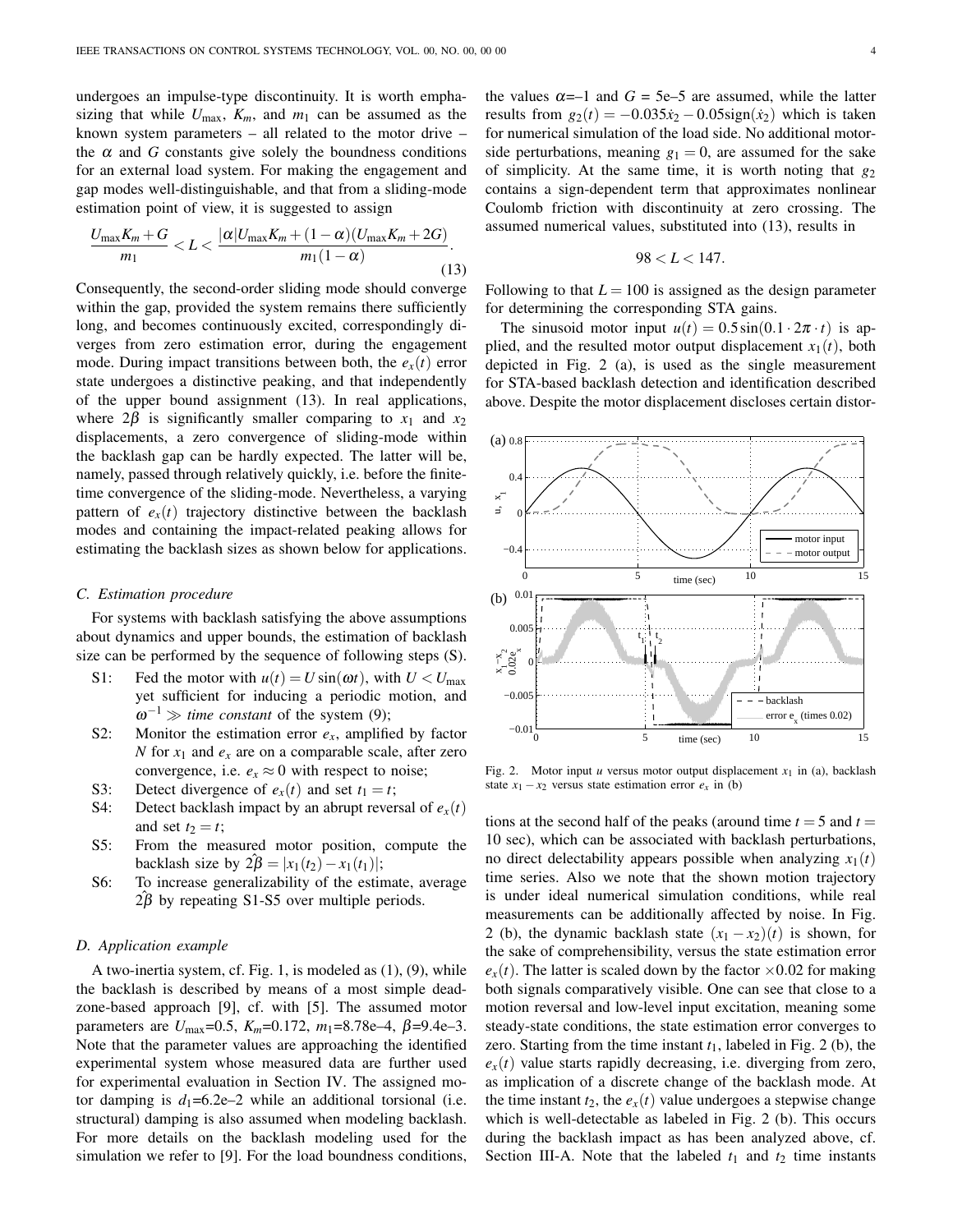undergoes an impulse-type discontinuity. It is worth emphasizing that while $U_{\max}$, $K_m$, and $m_1$ can be assumed as the known system parameters – all related to the motor drive – the $\alpha$ and $G$ constants give solely the boundness conditions for an external load system. For making the engagement and gap modes well-distinguishable, and that from a sliding-mode estimation point of view, it is suggested to assign

$$\frac{U_{\max}K_m + G}{m_1} < L < \frac{|\alpha| U_{\max}K_m + (1-\alpha)(U_{\max}K_m + 2G)}{m_1(1-\alpha)}. \tag{13}$$

Consequently, the second-order sliding mode should converge within the gap, provided the system remains there sufficiently long, and becomes continuously excited, correspondingly diverges from zero estimation error, during the engagement mode. During impact transitions between both, the $e_x(t)$ error state undergoes a distinctive peaking, and that independently of the upper bound assignment (13). In real applications, where $2\beta$ is significantly smaller comparing to $x_1$ and $x_2$ displacements, a zero convergence of sliding-mode within the backlash gap can be hardly expected. The latter will be, namely, passed through relatively quickly, i.e. before the finite-time convergence of the sliding-mode. Nevertheless, a varying pattern of $e_x(t)$ trajectory distinctive between the backlash modes and containing the impact-related peaking allows for estimating the backlash sizes as shown below for applications.

### C. Estimation procedure

For systems with backlash satisfying the above assumptions about dynamics and upper bounds, the estimation of backlash size can be performed by the sequence of following steps (S).

- S1: Fed the motor with $u(t) = U\sin(\omega t)$, with $U < U_{\max}$ yet sufficient for inducing a periodic motion, and $\omega^{-1} \gg$ *time constant* of the system (9);
- S2: Monitor the estimation error $e_x$, amplified by factor $N$ for $x_1$ and $e_x$ are on a comparable scale, after zero convergence, i.e. $e_x \approx 0$ with respect to noise;
- S3: Detect divergence of $e_x(t)$ and set $t_1 = t$;
- S4: Detect backlash impact by an abrupt reversal of $e_x(t)$ and set $t_2 = t$;
- S5: From the measured motor position, compute the backlash size by $2\hat{\beta} = |x_1(t_2) - x_1(t_1)|$;
- S6: To increase generalizability of the estimate, average $2\hat{\beta}$ by repeating S1-S5 over multiple periods.

### D. Application example

A two-inertia system, cf. Fig. 1, is modeled as (1), (9), while the backlash is described by means of a most simple dead-zone-based approach [9], cf. with [5]. The assumed motor parameters are $U_{\max}$=0.5, $K_m$=0.172, $m_1$=8.78e–4, $\beta$=9.4e–3. Note that the parameter values are approaching the identified experimental system whose measured data are further used for experimental evaluation in Section IV. The assigned motor damping is $d_1$=6.2e–2 while an additional torsional (i.e. structural) damping is also assumed when modeling backlash. For more details on the backlash modeling used for the simulation we refer to [9]. For the load boundness conditions, the values $\alpha$=–1 and $G$ = 5e–5 are assumed, while the latter results from $g_2(t) = -0.035\dot{x}_2 - 0.05\,\mathrm{sign}(\dot{x}_2)$ which is taken for numerical simulation of the load side. No additional motor-side perturbations, meaning $g_1 = 0$, are assumed for the sake of simplicity. At the same time, it is worth noting that $g_2$ contains a sign-dependent term that approximates nonlinear Coulomb friction with discontinuity at zero crossing. The assumed numerical values, substituted into (13), results in

$$98 < L < 147.$$

Following to that $L = 100$ is assigned as the design parameter for determining the corresponding STA gains.

The sinusoid motor input $u(t) = 0.5\sin(0.1 \cdot 2\pi \cdot t)$ is applied, and the resulted motor output displacement $x_1(t)$, both depicted in Fig. 2 (a), is used as the single measurement for STA-based backlash detection and identification described above. Despite the motor displacement discloses certain distortions at the second half of the peaks (around time $t = 5$ and $t = 10$ sec), which can be associated with backlash perturbations, no direct delectability appears possible when analyzing $x_1(t)$ time series. Also we note that the shown motion trajectory is under ideal numerical simulation conditions, while real measurements can be additionally affected by noise. In Fig. 2 (b), the dynamic backlash state $(x_1 - x_2)(t)$ is shown, for the sake of comprehensibility, versus the state estimation error $e_x(t)$. The latter is scaled down by the factor $\times 0.02$ for making both signals comparatively visible. One can see that close to a motion reversal and low-level input excitation, meaning some steady-state conditions, the state estimation error converges to zero. Starting from the time instant $t_1$, labeled in Fig. 2 (b), the $e_x(t)$ value starts rapidly decreasing, i.e. diverging from zero, as implication of a discrete change of the backlash mode. At the time instant $t_2$, the $e_x(t)$ value undergoes a stepwise change which is well-detectable as labeled in Fig. 2 (b). This occurs during the backlash impact as has been analyzed above, cf. Section III-A. Note that the labeled $t_1$ and $t_2$ time instants

Fig. 2. Motor input $u$ versus motor output displacement $x_1$ in (a), backlash state $x_1 - x_2$ versus state estimation error $e_x$ in (b)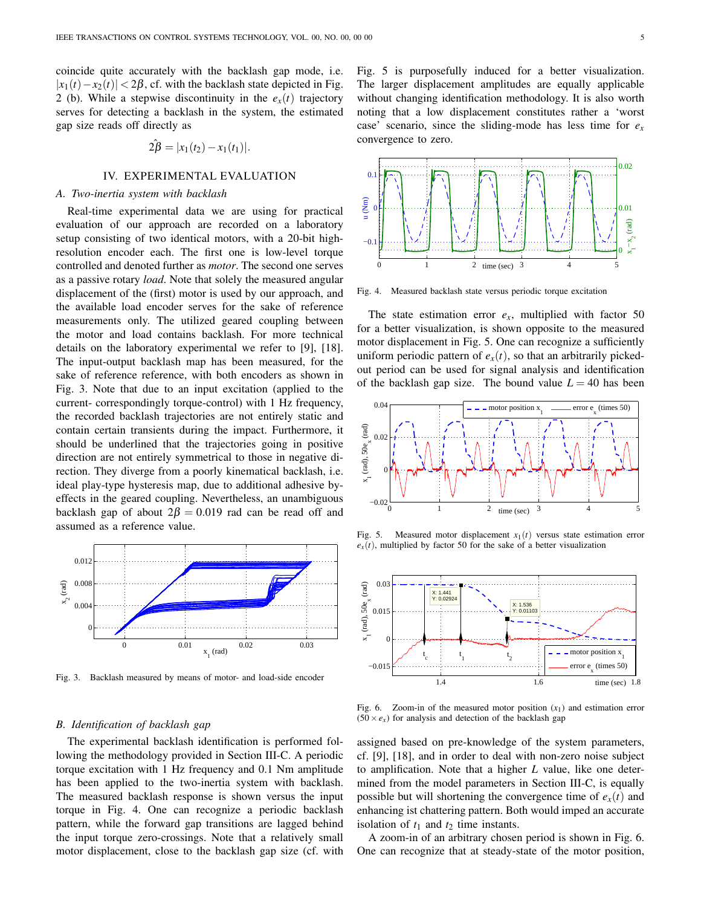coincide quite accurately with the backlash gap mode, i.e. $|x_1(t) - x_2(t)| < 2\beta$, cf. with the backlash state depicted in Fig. 2 (b). While a stepwise discontinuity in the $e_x(t)$ trajectory serves for detecting a backlash in the system, the estimated gap size reads off directly as

$$2\hat{\beta} = |x_1(t_2) - x_1(t_1)|.$$

## IV. Experimental Evaluation

### A. Two-inertia system with backlash

Real-time experimental data we are using for practical evaluation of our approach are recorded on a laboratory setup consisting of two identical motors, with a 20-bit high-resolution encoder each. The first one is low-level torque controlled and denoted further as *motor*. The second one serves as a passive rotary *load*. Note that solely the measured angular displacement of the (first) motor is used by our approach, and the available load encoder serves for the sake of reference measurements only. The utilized geared coupling between the motor and load contains backlash. For more technical details on the laboratory experimental we refer to [9], [18]. The input-output backlash map has been measured, for the sake of reference reference, with both encoders as shown in Fig. 3. Note that due to an input excitation (applied to the current- correspondingly torque-control) with 1 Hz frequency, the recorded backlash trajectories are not entirely static and contain certain transients during the impact. Furthermore, it should be underlined that the trajectories going in positive direction are not entirely symmetrical to those in negative direction. They diverge from a poorly kinematical backlash, i.e. ideal play-type hysteresis map, due to additional adhesive by-effects in the geared coupling. Nevertheless, an unambiguous backlash gap of about $2\beta = 0.019$ rad can be read off and assumed as a reference value.

Fig. 3. Backlash measured by means of motor- and load-side encoder

### B. Identification of backlash gap

The experimental backlash identification is performed following the methodology provided in Section III-C. A periodic torque excitation with 1 Hz frequency and 0.1 Nm amplitude has been applied to the two-inertia system with backlash. The measured backlash response is shown versus the input torque in Fig. 4. One can recognize a periodic backlash pattern, while the forward gap transitions are lagged behind the input torque zero-crossings. Note that a relatively small motor displacement, close to the backlash gap size (cf. with Fig. 5 is purposefully induced for a better visualization. The larger displacement amplitudes are equally applicable without changing identification methodology. It is also worth noting that a low displacement constitutes rather a 'worst case' scenario, since the sliding-mode has less time for $e_x$ convergence to zero.

Fig. 4. Measured backlash state versus periodic torque excitation

The state estimation error $e_x$, multiplied with factor 50 for a better visualization, is shown opposite to the measured motor displacement in Fig. 5. One can recognize a sufficiently uniform periodic pattern of $e_x(t)$, so that an arbitrarily picked-out period can be used for signal analysis and identification of the backlash gap size. The bound value $L = 40$ has been assigned based on pre-knowledge of the system parameters, cf. [9], [18], and in order to deal with non-zero noise subject to amplification. Note that a higher $L$ value, like one determined from the model parameters in Section III-C, is equally possible but will shortening the convergence time of $e_x(t)$ and enhancing ist chattering pattern. Both would imped an accurate isolation of $t_1$ and $t_2$ time instants.

Fig. 5. Measured motor displacement $x_1(t)$ versus state estimation error $e_x(t)$, multiplied by factor 50 for the sake of a better visualization

Fig. 6. Zoom-in of the measured motor position ($x_1$) and estimation error ($50 \times e_x$) for analysis and detection of the backlash gap

A zoom-in of an arbitrary chosen period is shown in Fig. 6. One can recognize that at steady-state of the motor position,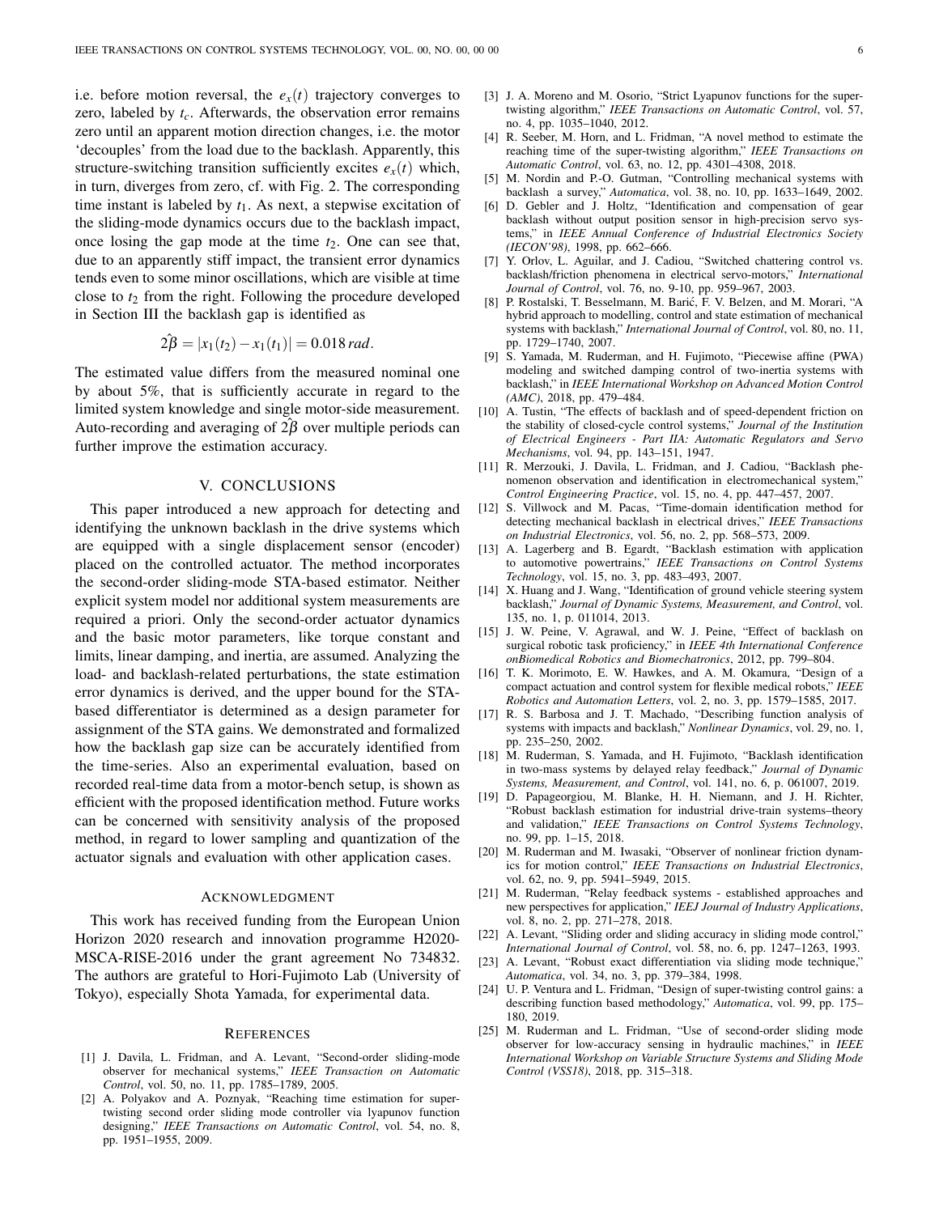i.e. before motion reversal, the $e_x(t)$ trajectory converges to zero, labeled by $t_c$. Afterwards, the observation error remains zero until an apparent motion direction changes, i.e. the motor 'decouples' from the load due to the backlash. Apparently, this structure-switching transition sufficiently excites $e_x(t)$ which, in turn, diverges from zero, cf. with Fig. 2. The corresponding time instant is labeled by $t_1$. As next, a stepwise excitation of the sliding-mode dynamics occurs due to the backlash impact, once losing the gap mode at the time $t_2$. One can see that, due to an apparently stiff impact, the transient error dynamics tends even to some minor oscillations, which are visible at time close to $t_2$ from the right. Following the procedure developed in Section III the backlash gap is identified as

$$\hat{2\beta} = |x_1(t_2) - x_1(t_1)| = 0.018\, rad.$$

The estimated value differs from the measured nominal one by about 5%, that is sufficiently accurate in regard to the limited system knowledge and single motor-side measurement. Auto-recording and averaging of $\hat{2\beta}$ over multiple periods can further improve the estimation accuracy.

## V. CONCLUSIONS

This paper introduced a new approach for detecting and identifying the unknown backlash in the drive systems which are equipped with a single displacement sensor (encoder) placed on the controlled actuator. The method incorporates the second-order sliding-mode STA-based estimator. Neither explicit system model nor additional system measurements are required a priori. Only the second-order actuator dynamics and the basic motor parameters, like torque constant and limits, linear damping, and inertia, are assumed. Analyzing the load- and backlash-related perturbations, the state estimation error dynamics is derived, and the upper bound for the STA-based differentiator is determined as a design parameter for assignment of the STA gains. We demonstrated and formalized how the backlash gap size can be accurately identified from the time-series. Also an experimental evaluation, based on recorded real-time data from a motor-bench setup, is shown as efficient with the proposed identification method. Future works can be concerned with sensitivity analysis of the proposed method, in regard to lower sampling and quantization of the actuator signals and evaluation with other application cases.

## ACKNOWLEDGMENT

This work has received funding from the European Union Horizon 2020 research and innovation programme H2020-MSCA-RISE-2016 under the grant agreement No 734832. The authors are grateful to Hori-Fujimoto Lab (University of Tokyo), especially Shota Yamada, for experimental data.

## REFERENCES

[1] J. Davila, L. Fridman, and A. Levant, "Second-order sliding-mode observer for mechanical systems," *IEEE Transaction on Automatic Control*, vol. 50, no. 11, pp. 1785–1789, 2005.

[2] A. Polyakov and A. Poznyak, "Reaching time estimation for super-twisting second order sliding mode controller via lyapunov function designing," *IEEE Transactions on Automatic Control*, vol. 54, no. 8, pp. 1951–1955, 2009.

[3] J. A. Moreno and M. Osorio, "Strict Lyapunov functions for the super-twisting algorithm," *IEEE Transactions on Automatic Control*, vol. 57, no. 4, pp. 1035–1040, 2012.

[4] R. Seeber, M. Horn, and L. Fridman, "A novel method to estimate the reaching time of the super-twisting algorithm," *IEEE Transactions on Automatic Control*, vol. 63, no. 12, pp. 4301–4308, 2018.

[5] M. Nordin and P.-O. Gutman, "Controlling mechanical systems with backlash a survey," *Automatica*, vol. 38, no. 10, pp. 1633–1649, 2002.

[6] D. Gebler and J. Holtz, "Identification and compensation of gear backlash without output position sensor in high-precision servo systems," in *IEEE Annual Conference of Industrial Electronics Society (IECON'98)*, 1998, pp. 662–666.

[7] Y. Orlov, L. Aguilar, and J. Cadiou, "Switched chattering control vs. backlash/friction phenomena in electrical servo-motors," *International Journal of Control*, vol. 76, no. 9-10, pp. 959–967, 2003.

[8] P. Rostalski, T. Besselmann, M. Barić, F. V. Belzen, and M. Morari, "A hybrid approach to modelling, control and state estimation of mechanical systems with backlash," *International Journal of Control*, vol. 80, no. 11, pp. 1729–1740, 2007.

[9] S. Yamada, M. Ruderman, and H. Fujimoto, "Piecewise affine (PWA) modeling and switched damping control of two-inertia systems with backlash," in *IEEE International Workshop on Advanced Motion Control (AMC)*, 2018, pp. 479–484.

[10] A. Tustin, "The effects of backlash and of speed-dependent friction on the stability of closed-cycle control systems," *Journal of the Institution of Electrical Engineers - Part IIA: Automatic Regulators and Servo Mechanisms*, vol. 94, pp. 143–151, 1947.

[11] R. Merzouki, J. Davila, L. Fridman, and J. Cadiou, "Backlash phenomenon observation and identification in electromechanical system," *Control Engineering Practice*, vol. 15, no. 4, pp. 447–457, 2007.

[12] S. Villwock and M. Pacas, "Time-domain identification method for detecting mechanical backlash in electrical drives," *IEEE Transactions on Industrial Electronics*, vol. 56, no. 2, pp. 568–573, 2009.

[13] A. Lagerberg and B. Egardt, "Backlash estimation with application to automotive powertrains," *IEEE Transactions on Control Systems Technology*, vol. 15, no. 3, pp. 483–493, 2007.

[14] X. Huang and J. Wang, "Identification of ground vehicle steering system backlash," *Journal of Dynamic Systems, Measurement, and Control*, vol. 135, no. 1, p. 011014, 2013.

[15] J. W. Peine, V. Agrawal, and W. J. Peine, "Effect of backlash on surgical robotic task proficiency," in *IEEE 4th International Conference onBiomedical Robotics and Biomechatronics*, 2012, pp. 799–804.

[16] T. K. Morimoto, E. W. Hawkes, and A. M. Okamura, "Design of a compact actuation and control system for flexible medical robots," *IEEE Robotics and Automation Letters*, vol. 2, no. 3, pp. 1579–1585, 2017.

[17] R. S. Barbosa and J. T. Machado, "Describing function analysis of systems with impacts and backlash," *Nonlinear Dynamics*, vol. 29, no. 1, pp. 235–250, 2002.

[18] M. Ruderman, S. Yamada, and H. Fujimoto, "Backlash identification in two-mass systems by delayed relay feedback," *Journal of Dynamic Systems, Measurement, and Control*, vol. 141, no. 6, p. 061007, 2019.

[19] D. Papageorgiou, M. Blanke, H. H. Niemann, and J. H. Richter, "Robust backlash estimation for industrial drive-train systems–theory and validation," *IEEE Transactions on Control Systems Technology*, no. 99, pp. 1–15, 2018.

[20] M. Ruderman and M. Iwasaki, "Observer of nonlinear friction dynamics for motion control," *IEEE Transactions on Industrial Electronics*, vol. 62, no. 9, pp. 5941–5949, 2015.

[21] M. Ruderman, "Relay feedback systems - established approaches and new perspectives for application," *IEEJ Journal of Industry Applications*, vol. 8, no. 2, pp. 271–278, 2018.

[22] A. Levant, "Sliding order and sliding accuracy in sliding mode control," *International Journal of Control*, vol. 58, no. 6, pp. 1247–1263, 1993.

[23] A. Levant, "Robust exact differentiation via sliding mode technique," *Automatica*, vol. 34, no. 3, pp. 379–384, 1998.

[24] U. P. Ventura and L. Fridman, "Design of super-twisting control gains: a describing function based methodology," *Automatica*, vol. 99, pp. 175–180, 2019.

[25] M. Ruderman and L. Fridman, "Use of second-order sliding mode observer for low-accuracy sensing in hydraulic machines," in *IEEE International Workshop on Variable Structure Systems and Sliding Mode Control (VSS18)*, 2018, pp. 315–318.